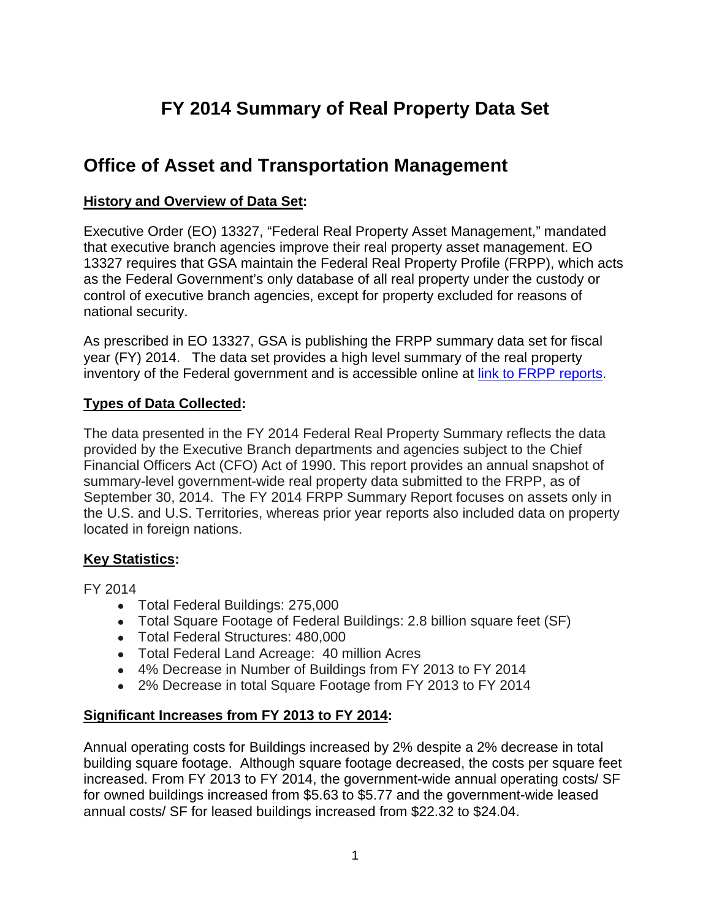# FY 2014 Summary of Real Property Data Set

## Office of Asset and Transportation Management

**History and Overview of Data Set:**

Executive Order (EO) 13327, "Federal Real Property Asset Management," mandated that executive branch agencies improve their real property asset management. EO 13327 requires that GSA maintain the Federal Real Property Profile (FRPP), which acts as the Federal Government's only database of all real property under the custody or control of executive branch agencies, except for property excluded for reasons of national security.

As prescribed in EO 13327, GSA is publishing the FRPP summary data set for fiscal year (FY) 2014. The data set provides a high level summary of the real property inventory of the Federal government and is accessible online at link to FRPP reports.

**Types of Data Collected:**

The data presented in the FY 2014 Federal Real Property Summary reflects the data provided by the Executive Branch departments and agencies subject to the Chief Financial Officers Act (CFO) Act of 1990. This report provides an annual snapshot of summary-level government-wide real property data submitted to the FRPP, as of September 30, 2014. The FY 2014 FRPP Summary Report focuses on assets only in the U.S. and U.S. Territories, whereas prior year reports also included data on property located in foreign nations.

**Key Statistics:**

FY 2014

- Total Federal Buildings: 275,000
- Total Square Footage of Federal Buildings: 2.8 billion square feet (SF)
- Total Federal Structures: 480,000
- Total Federal Land Acreage: 40 million Acres
- 4% Decrease in Number of Buildings from FY 2013 to FY 2014
- 2% Decrease in total Square Footage from FY 2013 to FY 2014

**Significant Increases from FY 2013 to FY 2014:**

Annual operating costs for Buildings increased by 2% despite a 2% decrease in total building square footage. Although square footage decreased, the costs per square feet increased. From FY 2013 to FY 2014, the government-wide annual operating costs/ SF for owned buildings increased from $5.63 to $5.77 and the government-wide leased annual costs/ SF for leased buildings increased from $22.32 to $24.04.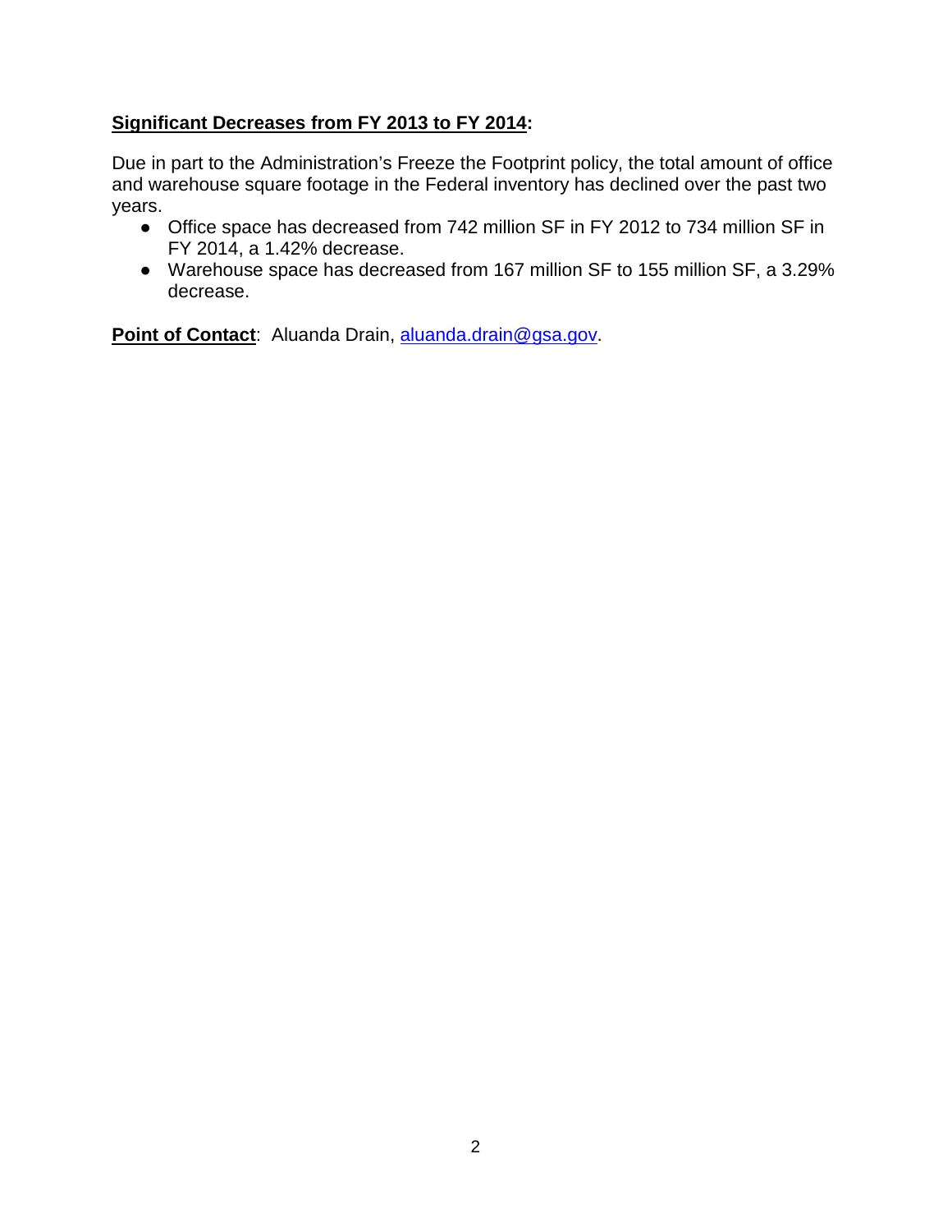**Significant Decreases from FY 2013 to FY 2014:**

Due in part to the Administration's Freeze the Footprint policy, the total amount of office and warehouse square footage in the Federal inventory has declined over the past two years.

- Office space has decreased from 742 million SF in FY 2012 to 734 million SF in FY 2014, a 1.42% decrease.
- Warehouse space has decreased from 167 million SF to 155 million SF, a 3.29% decrease.

**Point of Contact**: Aluanda Drain, aluanda.drain@gsa.gov.